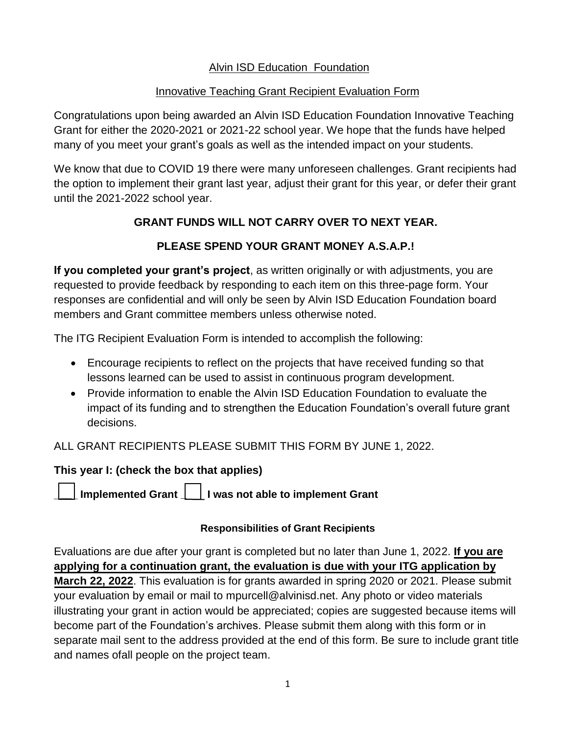# Alvin ISD Education Foundation

## Innovative Teaching Grant Recipient Evaluation Form

Congratulations upon being awarded an Alvin ISD Education Foundation Innovative Teaching Grant for either the 2020-2021 or 2021-22 school year. We hope that the funds have helped many of you meet your grant's goals as well as the intended impact on your students.

We know that due to COVID 19 there were many unforeseen challenges. Grant recipients had the option to implement their grant last year, adjust their grant for this year, or defer their grant until the 2021-2022 school year.

**GRANT FUNDS WILL NOT CARRY OVER TO NEXT YEAR.**

**PLEASE SPEND YOUR GRANT MONEY A.S.A.P.!**

**If you completed your grant's project**, as written originally or with adjustments, you are requested to provide feedback by responding to each item on this three-page form. Your responses are confidential and will only be seen by Alvin ISD Education Foundation board members and Grant committee members unless otherwise noted.

The ITG Recipient Evaluation Form is intended to accomplish the following:

- Encourage recipients to reflect on the projects that have received funding so that lessons learned can be used to assist in continuous program development.
- Provide information to enable the Alvin ISD Education Foundation to evaluate the impact of its funding and to strengthen the Education Foundation's overall future grant decisions.

ALL GRANT RECIPIENTS PLEASE SUBMIT THIS FORM BY JUNE 1, 2022.

**This year I: (check the box that applies)**

**☐ Implemented Grant ☐ I was not able to implement Grant**

### Responsibilities of Grant Recipients

Evaluations are due after your grant is completed but no later than June 1, 2022. **If you are applying for a continuation grant, the evaluation is due with your ITG application by March 22, 2022**. This evaluation is for grants awarded in spring 2020 or 2021. Please submit your evaluation by email or mail to mpurcell@alvinisd.net. Any photo or video materials illustrating your grant in action would be appreciated; copies are suggested because items will become part of the Foundation's archives. Please submit them along with this form or in separate mail sent to the address provided at the end of this form. Be sure to include grant title and names ofall people on the project team.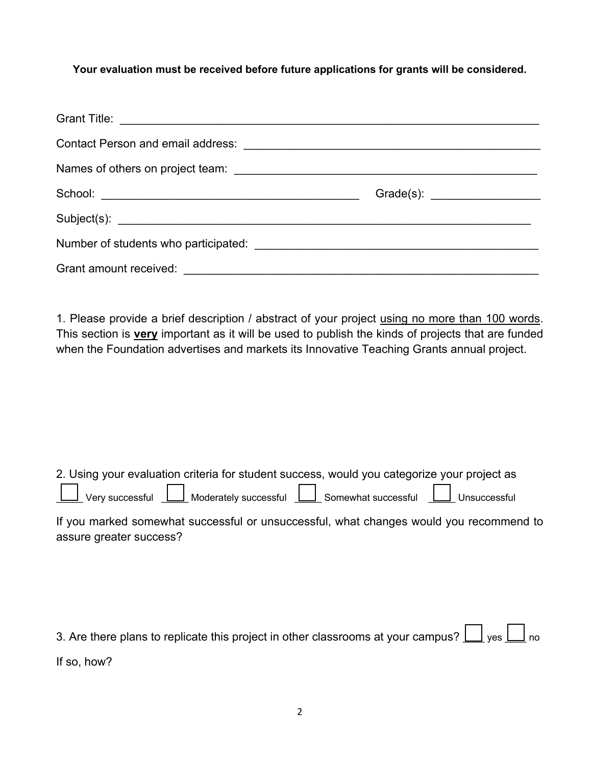**Your evaluation must be received before future applications for grants will be considered.**

Grant Title: ____________________________________________________________________

Contact Person and email address: ______________________________________________

Names of others on project team: _______________________________________________

School: ________________________________________ Grade(s): _________________

Subject(s): ________________________________________________________________

Number of students who participated: ____________________________________________

Grant amount received: _______________________________________________________

1. Please provide a brief description / abstract of your project <u>using no more than 100 words</u>. This section is <u>**very**</u> important as it will be used to publish the kinds of projects that are funded when the Foundation advertises and markets its Innovative Teaching Grants annual project.

2. Using your evaluation criteria for student success, would you categorize your project as

☐ Very successful ☐ Moderately successful ☐ Somewhat successful ☐ Unsuccessful

If you marked somewhat successful or unsuccessful, what changes would you recommend to assure greater success?

3. Are there plans to replicate this project in other classrooms at your campus? ☐ yes ☐ no

If so, how?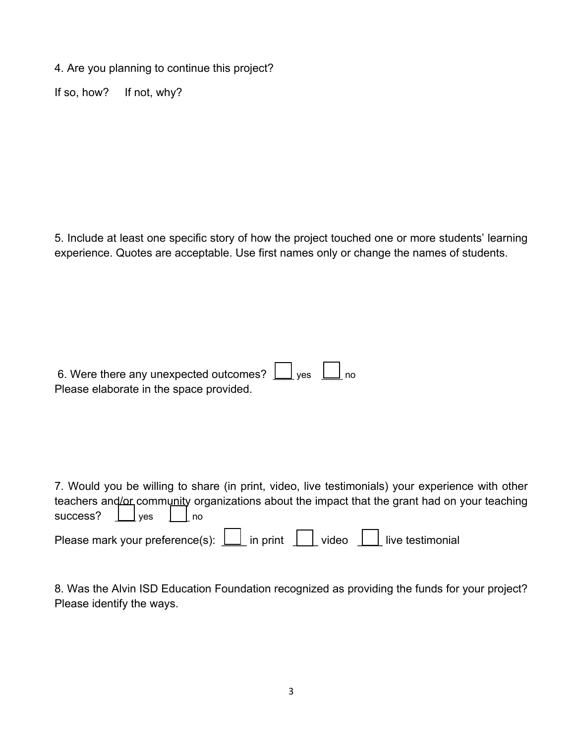4. Are you planning to continue this project?

If so, how? If not, why?

5. Include at least one specific story of how the project touched one or more students' learning experience. Quotes are acceptable. Use first names only or change the names of students.

6. Were there any unexpected outcomes? ☐ yes ☐ no
Please elaborate in the space provided.

7. Would you be willing to share (in print, video, live testimonials) your experience with other teachers and/or community organizations about the impact that the grant had on your teaching success? ☐ yes ☐ no

Please mark your preference(s): ☐ in print ☐ video ☐ live testimonial

8. Was the Alvin ISD Education Foundation recognized as providing the funds for your project? Please identify the ways.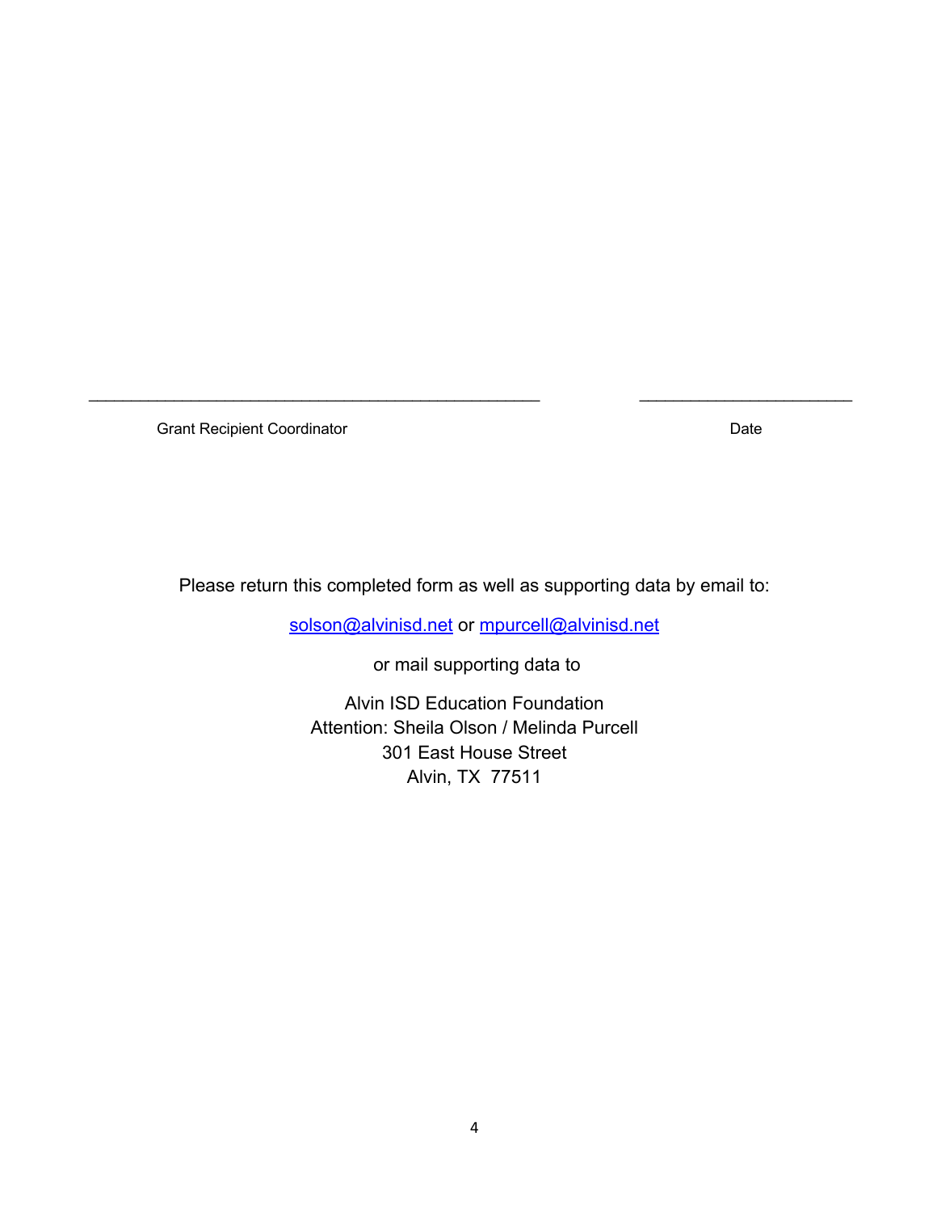______________________________________________________ ________________________

Grant Recipient Coordinator Date

Please return this completed form as well as supporting data by email to:

solson@alvinisd.net or mpurcell@alvinisd.net

or mail supporting data to

Alvin ISD Education Foundation
Attention: Sheila Olson / Melinda Purcell
301 East House Street
Alvin, TX 77511